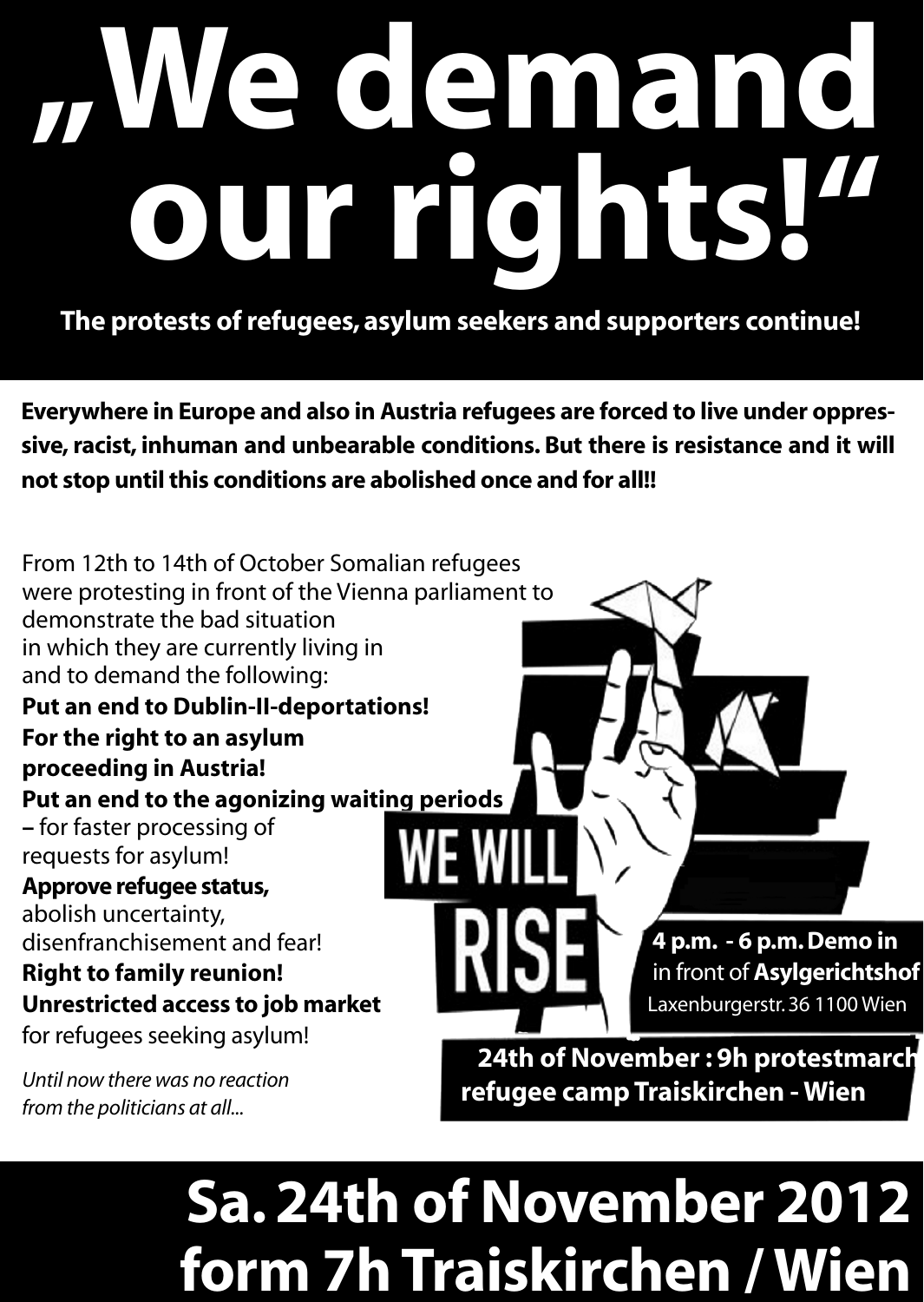# „We demand our rights!"

**The protests of refugees, asylum seekers and supporters continue!**

**Everywhere in Europe and also in Austria refugees are forced to live under oppressive, racist, inhuman and unbearable conditions. But there is resistance and it will not stop until this conditions are abolished once and for all!!**

From 12th to 14th of October Somalian refugees were protesting in front of the Vienna parliament to demonstrate the bad situation in which they are currently living in and to demand the following:

**Put an end to Dublin-II-deportations!**
**For the right to an asylum proceeding in Austria!**
**Put an end to the agonizing waiting periods** – for faster processing of requests for asylum!
**Approve refugee status,** abolish uncertainty, disenfranchisement and fear!
**Right to family reunion!**
**Unrestricted access to job market** for refugees seeking asylum!

*Until now there was no reaction from the politicians at all...*

WE WILL RISE

**4 p.m. - 6 p.m. Demo in** in front of **Asylgerichtshof**
Laxenburgerstr. 36 1100 Wien

**24th of November : 9h protestmarch refugee camp Traiskirchen - Wien**

## Sa. 24th of November 2012 form 7h Traiskirchen / Wien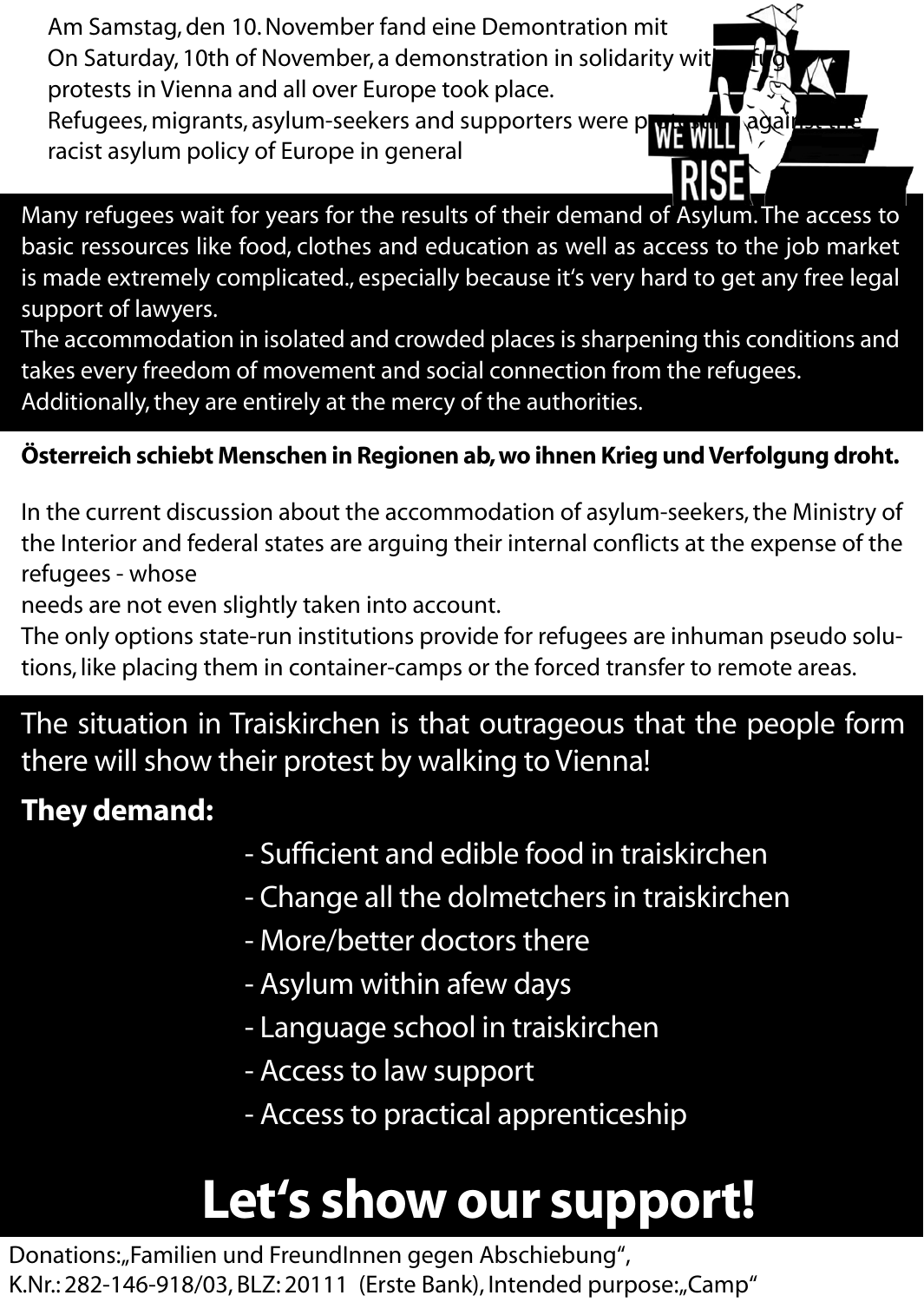Am Samstag, den 10. November fand eine Demontration mit

On Saturday, 10th of November, a demonstration in solidarity with refugee protests in Vienna and all over Europe took place.

Refugees, migrants, asylum-seekers and supporters were protesting against the racist asylum policy of Europe in general

WE WILL RISE

Many refugees wait for years for the results of their demand of Asylum. The access to basic ressources like food, clothes and education as well as access to the job market is made extremely complicated., especially because it's very hard to get any free legal support of lawyers.

The accommodation in isolated and crowded places is sharpening this conditions and takes every freedom of movement and social connection from the refugees. Additionally, they are entirely at the mercy of the authorities.

**Österreich schiebt Menschen in Regionen ab, wo ihnen Krieg und Verfolgung droht.**

In the current discussion about the accommodation of asylum-seekers, the Ministry of the Interior and federal states are arguing their internal conflicts at the expense of the refugees - whose needs are not even slightly taken into account.

The only options state-run institutions provide for refugees are inhuman pseudo solutions, like placing them in container-camps or the forced transfer to remote areas.

The situation in Traiskirchen is that outrageous that the people form there will show their protest by walking to Vienna!

**They demand:**

- Sufficient and edible food in traiskirchen
- Change all the dolmetchers in traiskirchen
- More/better doctors there
- Asylum within afew days
- Language school in traiskirchen
- Access to law support
- Access to practical apprenticeship

# Let's show our support!

Donations: „Familien und FreundInnen gegen Abschiebung“,
K.Nr.: 282-146-918/03, BLZ: 20111 (Erste Bank), Intended purpose: „Camp“